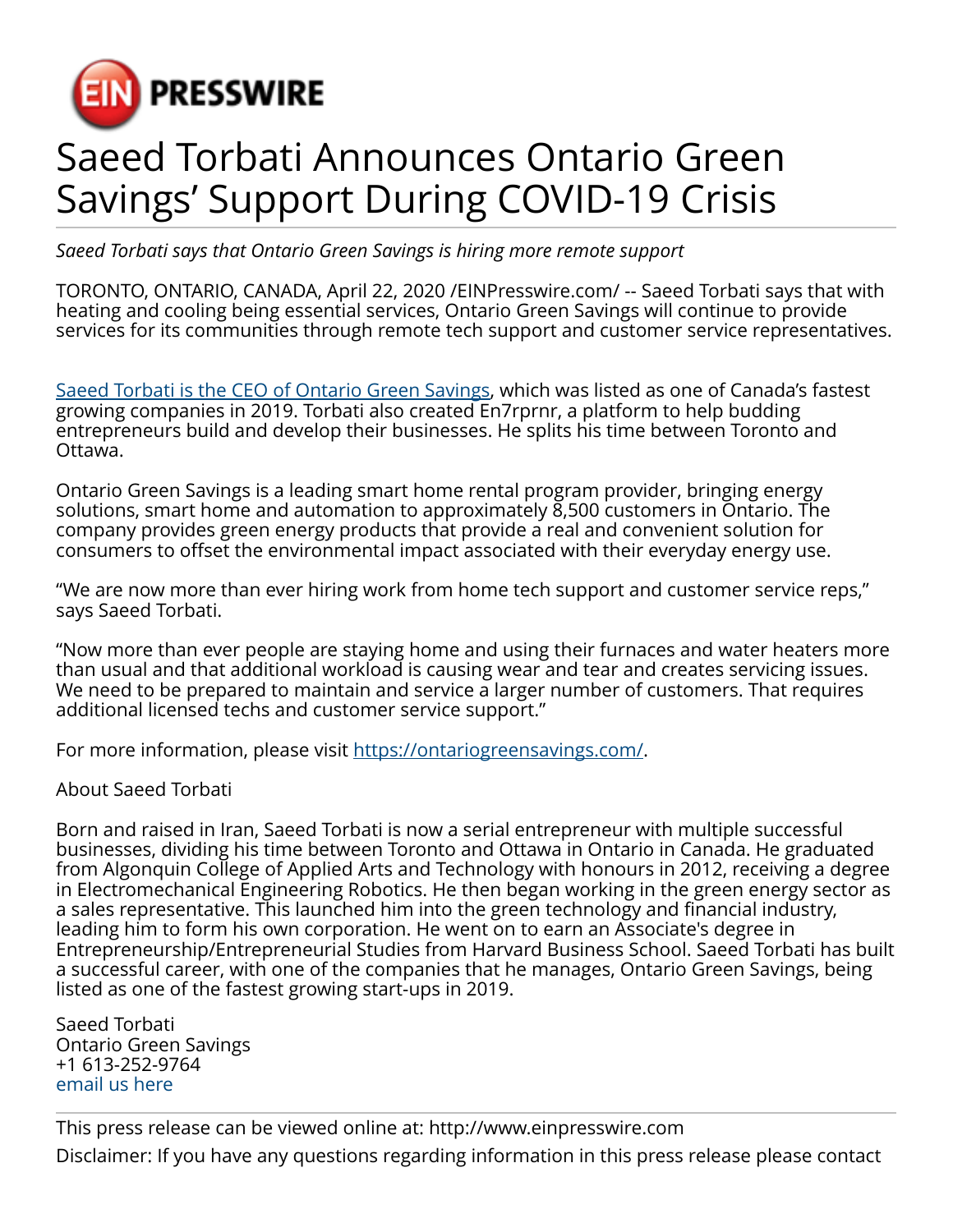# Saeed Torbati Announces Ontario Green Savings' Support During COVID-19 Crisis

*Saeed Torbati says that Ontario Green Savings is hiring more remote support*

TORONTO, ONTARIO, CANADA, April 22, 2020 /EINPresswire.com/ -- Saeed Torbati says that with heating and cooling being essential services, Ontario Green Savings will continue to provide services for its communities through remote tech support and customer service representatives.

Saeed Torbati is the CEO of Ontario Green Savings, which was listed as one of Canada's fastest growing companies in 2019. Torbati also created En7rprnr, a platform to help budding entrepreneurs build and develop their businesses. He splits his time between Toronto and Ottawa.

Ontario Green Savings is a leading smart home rental program provider, bringing energy solutions, smart home and automation to approximately 8,500 customers in Ontario. The company provides green energy products that provide a real and convenient solution for consumers to offset the environmental impact associated with their everyday energy use.

"We are now more than ever hiring work from home tech support and customer service reps," says Saeed Torbati.

"Now more than ever people are staying home and using their furnaces and water heaters more than usual and that additional workload is causing wear and tear and creates servicing issues. We need to be prepared to maintain and service a larger number of customers. That requires additional licensed techs and customer service support."

For more information, please visit https://ontariogreensavings.com/.

About Saeed Torbati

Born and raised in Iran, Saeed Torbati is now a serial entrepreneur with multiple successful businesses, dividing his time between Toronto and Ottawa in Ontario in Canada. He graduated from Algonquin College of Applied Arts and Technology with honours in 2012, receiving a degree in Electromechanical Engineering Robotics. He then began working in the green energy sector as a sales representative. This launched him into the green technology and financial industry, leading him to form his own corporation. He went on to earn an Associate's degree in Entrepreneurship/Entrepreneurial Studies from Harvard Business School. Saeed Torbati has built a successful career, with one of the companies that he manages, Ontario Green Savings, being listed as one of the fastest growing start-ups in 2019.

Saeed Torbati
Ontario Green Savings
+1 613-252-9764
email us here

This press release can be viewed online at: http://www.einpresswire.com

Disclaimer: If you have any questions regarding information in this press release please contact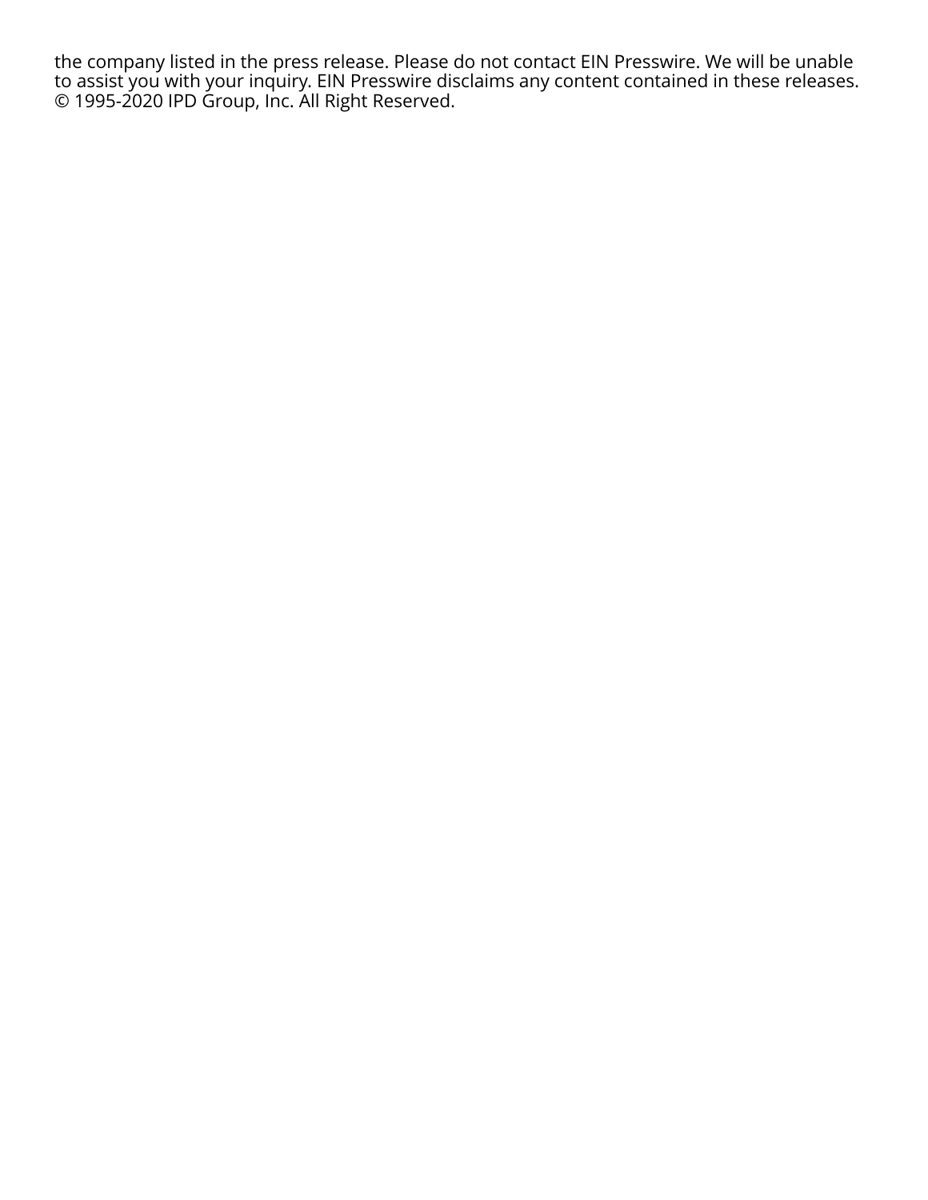the company listed in the press release. Please do not contact EIN Presswire. We will be unable to assist you with your inquiry. EIN Presswire disclaims any content contained in these releases. © 1995-2020 IPD Group, Inc. All Right Reserved.